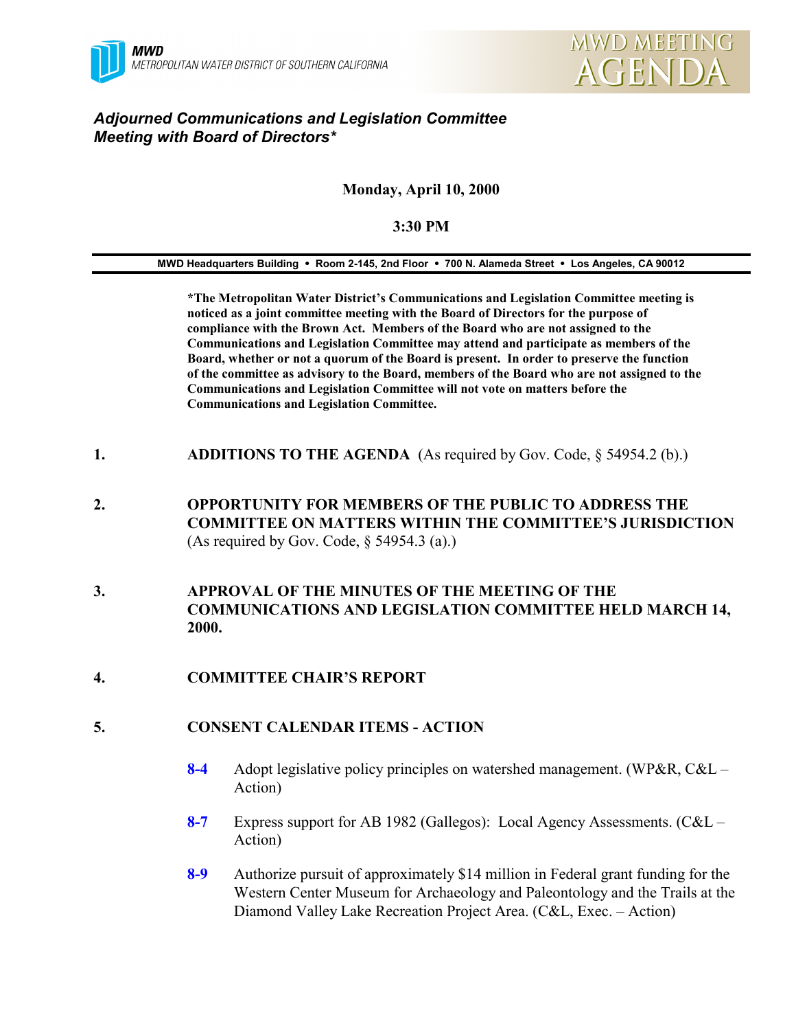MWD
METROPOLITAN WATER DISTRICT OF SOUTHERN CALIFORNIA

MWD MEETING AGENDA

# *Adjourned Communications and Legislation Committee Meeting with Board of Directors**

**Monday, April 10, 2000**

**3:30 PM**

**MWD Headquarters Building • Room 2-145, 2nd Floor • 700 N. Alameda Street • Los Angeles, CA 90012**

**\*The Metropolitan Water District's Communications and Legislation Committee meeting is noticed as a joint committee meeting with the Board of Directors for the purpose of compliance with the Brown Act. Members of the Board who are not assigned to the Communications and Legislation Committee may attend and participate as members of the Board, whether or not a quorum of the Board is present. In order to preserve the function of the committee as advisory to the Board, members of the Board who are not assigned to the Communications and Legislation Committee will not vote on matters before the Communications and Legislation Committee.**

1. **ADDITIONS TO THE AGENDA** (As required by Gov. Code, § 54954.2 (b).)

2. **OPPORTUNITY FOR MEMBERS OF THE PUBLIC TO ADDRESS THE COMMITTEE ON MATTERS WITHIN THE COMMITTEE'S JURISDICTION** (As required by Gov. Code, § 54954.3 (a).)

3. **APPROVAL OF THE MINUTES OF THE MEETING OF THE COMMUNICATIONS AND LEGISLATION COMMITTEE HELD MARCH 14, 2000.**

4. **COMMITTEE CHAIR'S REPORT**

5. **CONSENT CALENDAR ITEMS - ACTION**

   **8-4** Adopt legislative policy principles on watershed management. (WP&R, C&L – Action)

   **8-7** Express support for AB 1982 (Gallegos): Local Agency Assessments. (C&L – Action)

   **8-9** Authorize pursuit of approximately $14 million in Federal grant funding for the Western Center Museum for Archaeology and Paleontology and the Trails at the Diamond Valley Lake Recreation Project Area. (C&L, Exec. – Action)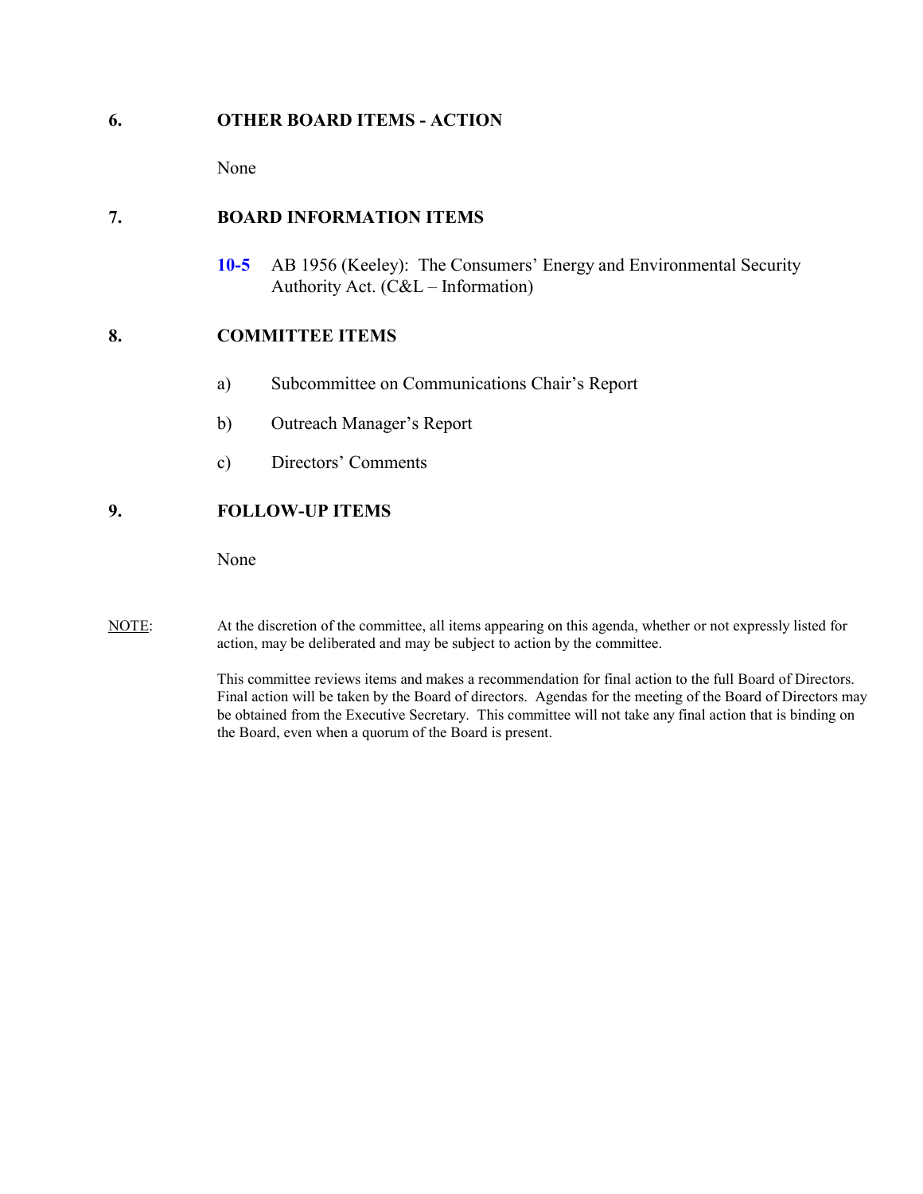## 6. OTHER BOARD ITEMS - ACTION

None

## 7. BOARD INFORMATION ITEMS

**10-5** AB 1956 (Keeley): The Consumers' Energy and Environmental Security Authority Act. (C&L – Information)

## 8. COMMITTEE ITEMS

a) Subcommittee on Communications Chair's Report

b) Outreach Manager's Report

c) Directors' Comments

## 9. FOLLOW-UP ITEMS

None

NOTE: At the discretion of the committee, all items appearing on this agenda, whether or not expressly listed for action, may be deliberated and may be subject to action by the committee.

This committee reviews items and makes a recommendation for final action to the full Board of Directors. Final action will be taken by the Board of directors. Agendas for the meeting of the Board of Directors may be obtained from the Executive Secretary. This committee will not take any final action that is binding on the Board, even when a quorum of the Board is present.